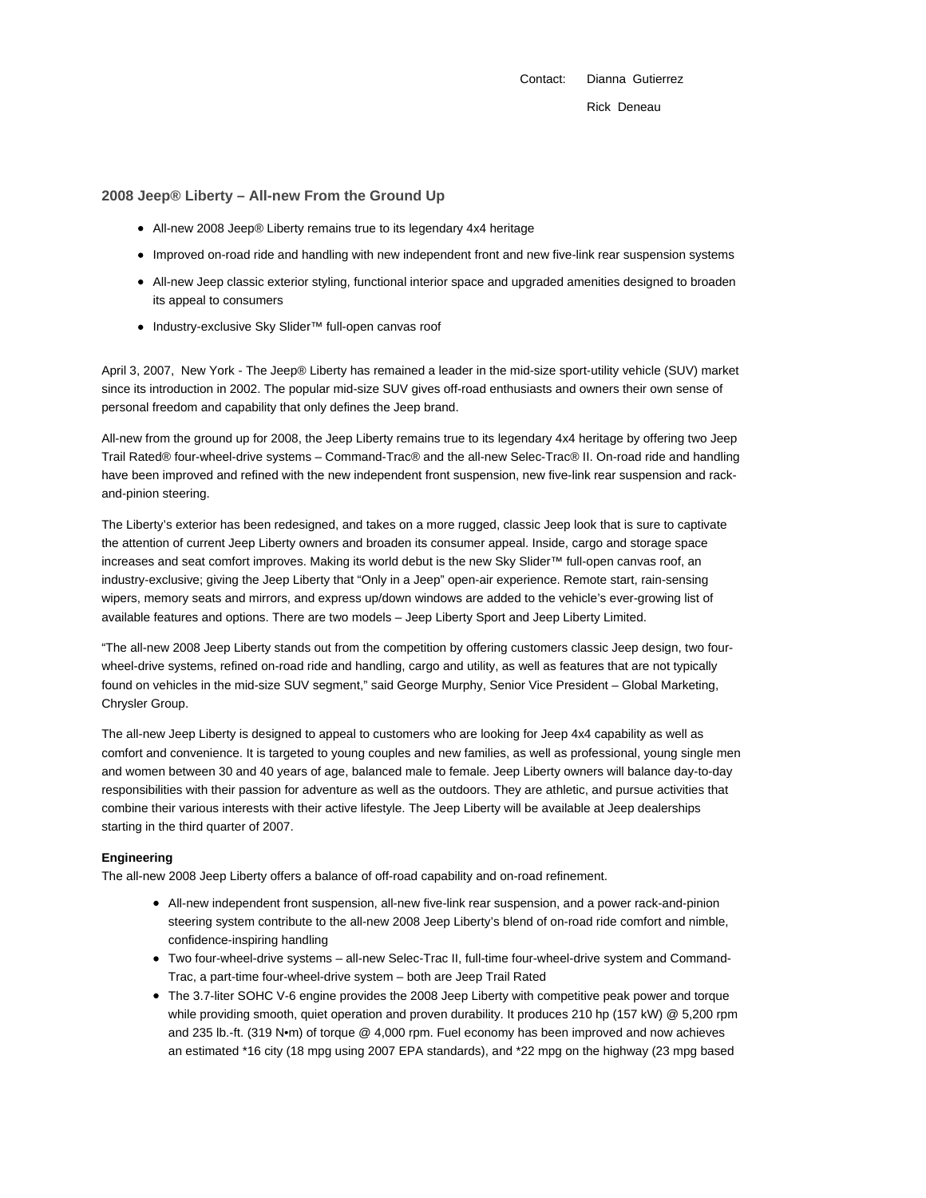Contact: Dianna Gutierrez

Rick Deneau

## 2008 Jeep® Liberty – All-new From the Ground Up

- All-new 2008 Jeep® Liberty remains true to its legendary 4x4 heritage
- Improved on-road ride and handling with new independent front and new five-link rear suspension systems
- All-new Jeep classic exterior styling, functional interior space and upgraded amenities designed to broaden its appeal to consumers
- Industry-exclusive Sky Slider™ full-open canvas roof

April 3, 2007, New York - The Jeep® Liberty has remained a leader in the mid-size sport-utility vehicle (SUV) market since its introduction in 2002. The popular mid-size SUV gives off-road enthusiasts and owners their own sense of personal freedom and capability that only defines the Jeep brand.

All-new from the ground up for 2008, the Jeep Liberty remains true to its legendary 4x4 heritage by offering two Jeep Trail Rated® four-wheel-drive systems – Command-Trac® and the all-new Selec-Trac® II. On-road ride and handling have been improved and refined with the new independent front suspension, new five-link rear suspension and rack-and-pinion steering.

The Liberty's exterior has been redesigned, and takes on a more rugged, classic Jeep look that is sure to captivate the attention of current Jeep Liberty owners and broaden its consumer appeal. Inside, cargo and storage space increases and seat comfort improves. Making its world debut is the new Sky Slider™ full-open canvas roof, an industry-exclusive; giving the Jeep Liberty that "Only in a Jeep" open-air experience. Remote start, rain-sensing wipers, memory seats and mirrors, and express up/down windows are added to the vehicle's ever-growing list of available features and options. There are two models – Jeep Liberty Sport and Jeep Liberty Limited.

"The all-new 2008 Jeep Liberty stands out from the competition by offering customers classic Jeep design, two four-wheel-drive systems, refined on-road ride and handling, cargo and utility, as well as features that are not typically found on vehicles in the mid-size SUV segment," said George Murphy, Senior Vice President – Global Marketing, Chrysler Group.

The all-new Jeep Liberty is designed to appeal to customers who are looking for Jeep 4x4 capability as well as comfort and convenience. It is targeted to young couples and new families, as well as professional, young single men and women between 30 and 40 years of age, balanced male to female. Jeep Liberty owners will balance day-to-day responsibilities with their passion for adventure as well as the outdoors. They are athletic, and pursue activities that combine their various interests with their active lifestyle. The Jeep Liberty will be available at Jeep dealerships starting in the third quarter of 2007.

**Engineering**

The all-new 2008 Jeep Liberty offers a balance of off-road capability and on-road refinement.

- All-new independent front suspension, all-new five-link rear suspension, and a power rack-and-pinion steering system contribute to the all-new 2008 Jeep Liberty's blend of on-road ride comfort and nimble, confidence-inspiring handling
- Two four-wheel-drive systems – all-new Selec-Trac II, full-time four-wheel-drive system and Command-Trac, a part-time four-wheel-drive system – both are Jeep Trail Rated
- The 3.7-liter SOHC V-6 engine provides the 2008 Jeep Liberty with competitive peak power and torque while providing smooth, quiet operation and proven durability. It produces 210 hp (157 kW) @ 5,200 rpm and 235 lb.-ft. (319 N•m) of torque @ 4,000 rpm. Fuel economy has been improved and now achieves an estimated *16 city (18 mpg using 2007 EPA standards), and *22 mpg on the highway (23 mpg based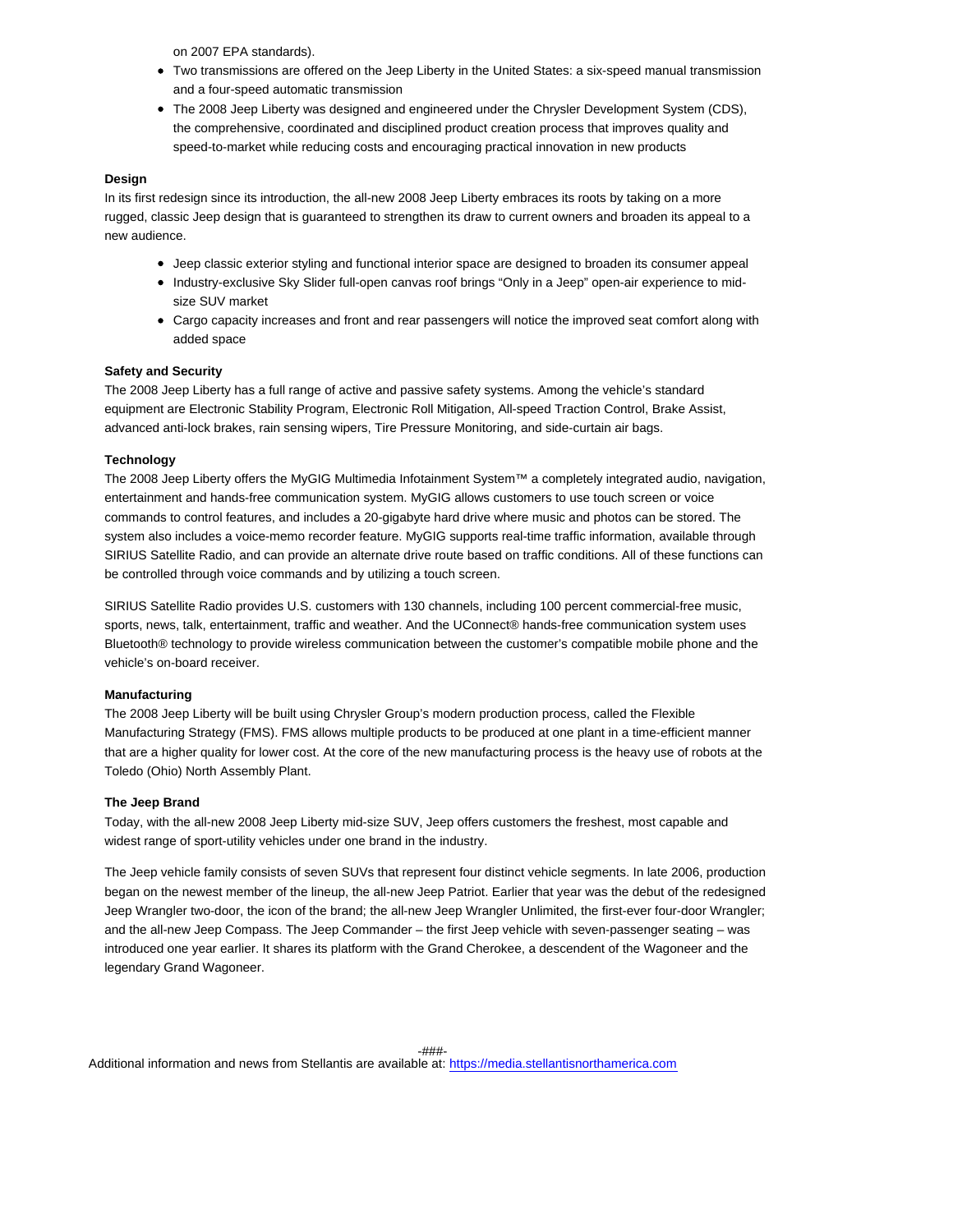on 2007 EPA standards).

- Two transmissions are offered on the Jeep Liberty in the United States: a six-speed manual transmission and a four-speed automatic transmission
- The 2008 Jeep Liberty was designed and engineered under the Chrysler Development System (CDS), the comprehensive, coordinated and disciplined product creation process that improves quality and speed-to-market while reducing costs and encouraging practical innovation in new products

**Design**

In its first redesign since its introduction, the all-new 2008 Jeep Liberty embraces its roots by taking on a more rugged, classic Jeep design that is guaranteed to strengthen its draw to current owners and broaden its appeal to a new audience.

- Jeep classic exterior styling and functional interior space are designed to broaden its consumer appeal
- Industry-exclusive Sky Slider full-open canvas roof brings "Only in a Jeep" open-air experience to mid-size SUV market
- Cargo capacity increases and front and rear passengers will notice the improved seat comfort along with added space

**Safety and Security**

The 2008 Jeep Liberty has a full range of active and passive safety systems. Among the vehicle's standard equipment are Electronic Stability Program, Electronic Roll Mitigation, All-speed Traction Control, Brake Assist, advanced anti-lock brakes, rain sensing wipers, Tire Pressure Monitoring, and side-curtain air bags.

**Technology**

The 2008 Jeep Liberty offers the MyGIG Multimedia Infotainment System™ a completely integrated audio, navigation, entertainment and hands-free communication system. MyGIG allows customers to use touch screen or voice commands to control features, and includes a 20-gigabyte hard drive where music and photos can be stored. The system also includes a voice-memo recorder feature. MyGIG supports real-time traffic information, available through SIRIUS Satellite Radio, and can provide an alternate drive route based on traffic conditions. All of these functions can be controlled through voice commands and by utilizing a touch screen.

SIRIUS Satellite Radio provides U.S. customers with 130 channels, including 100 percent commercial-free music, sports, news, talk, entertainment, traffic and weather. And the UConnect® hands-free communication system uses Bluetooth® technology to provide wireless communication between the customer's compatible mobile phone and the vehicle's on-board receiver.

**Manufacturing**

The 2008 Jeep Liberty will be built using Chrysler Group's modern production process, called the Flexible Manufacturing Strategy (FMS). FMS allows multiple products to be produced at one plant in a time-efficient manner that are a higher quality for lower cost. At the core of the new manufacturing process is the heavy use of robots at the Toledo (Ohio) North Assembly Plant.

**The Jeep Brand**

Today, with the all-new 2008 Jeep Liberty mid-size SUV, Jeep offers customers the freshest, most capable and widest range of sport-utility vehicles under one brand in the industry.

The Jeep vehicle family consists of seven SUVs that represent four distinct vehicle segments. In late 2006, production began on the newest member of the lineup, the all-new Jeep Patriot. Earlier that year was the debut of the redesigned Jeep Wrangler two-door, the icon of the brand; the all-new Jeep Wrangler Unlimited, the first-ever four-door Wrangler; and the all-new Jeep Compass. The Jeep Commander – the first Jeep vehicle with seven-passenger seating – was introduced one year earlier. It shares its platform with the Grand Cherokee, a descendent of the Wagoneer and the legendary Grand Wagoneer.

-###-

Additional information and news from Stellantis are available at: https://media.stellantisnorthamerica.com